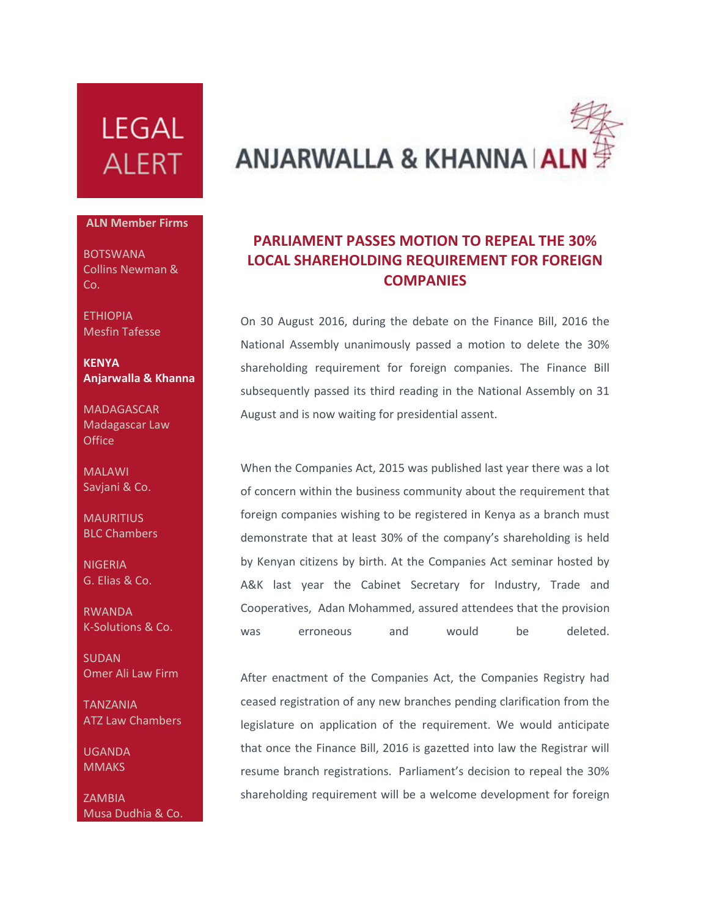LEGAL ALERT

ANJARWALLA & KHANNA | ALN

**ALN Member Firms**

BOTSWANA
Collins Newman & Co.

ETHIOPIA
Mesfin Tafesse

**KENYA**
**Anjarwalla & Khanna**

MADAGASCAR
Madagascar Law Office

MALAWI
Savjani & Co.

MAURITIUS
BLC Chambers

NIGERIA
G. Elias & Co.

RWANDA
K-Solutions & Co.

SUDAN
Omer Ali Law Firm

TANZANIA
ATZ Law Chambers

UGANDA
MMAKS

ZAMBIA
Musa Dudhia & Co.

# PARLIAMENT PASSES MOTION TO REPEAL THE 30% LOCAL SHAREHOLDING REQUIREMENT FOR FOREIGN COMPANIES

On 30 August 2016, during the debate on the Finance Bill, 2016 the National Assembly unanimously passed a motion to delete the 30% shareholding requirement for foreign companies. The Finance Bill subsequently passed its third reading in the National Assembly on 31 August and is now waiting for presidential assent.

When the Companies Act, 2015 was published last year there was a lot of concern within the business community about the requirement that foreign companies wishing to be registered in Kenya as a branch must demonstrate that at least 30% of the company's shareholding is held by Kenyan citizens by birth. At the Companies Act seminar hosted by A&K last year the Cabinet Secretary for Industry, Trade and Cooperatives, Adan Mohammed, assured attendees that the provision was erroneous and would be deleted.

After enactment of the Companies Act, the Companies Registry had ceased registration of any new branches pending clarification from the legislature on application of the requirement. We would anticipate that once the Finance Bill, 2016 is gazetted into law the Registrar will resume branch registrations. Parliament's decision to repeal the 30% shareholding requirement will be a welcome development for foreign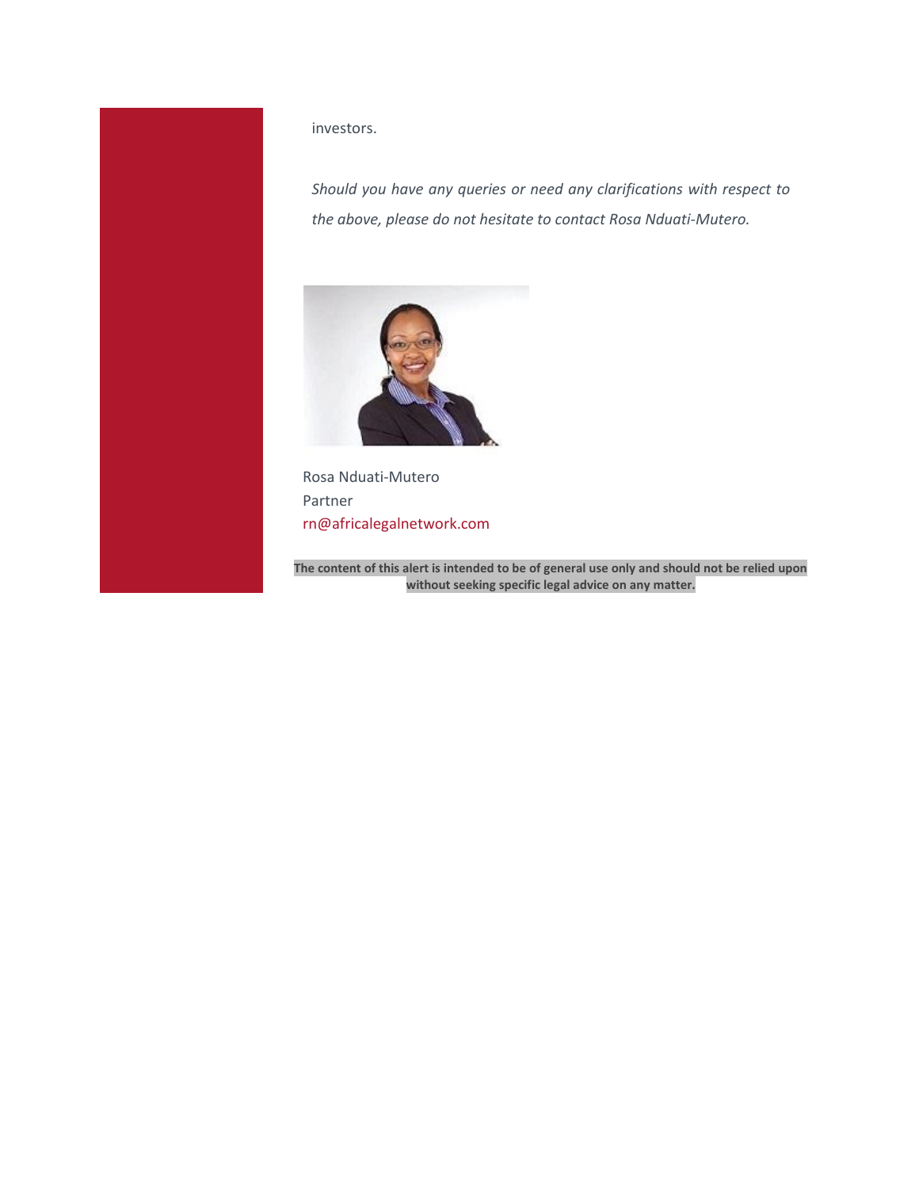investors.

*Should you have any queries or need any clarifications with respect to the above, please do not hesitate to contact Rosa Nduati-Mutero.*

Rosa Nduati-Mutero
Partner
rn@africalegalnetwork.com

**The content of this alert is intended to be of general use only and should not be relied upon without seeking specific legal advice on any matter.**